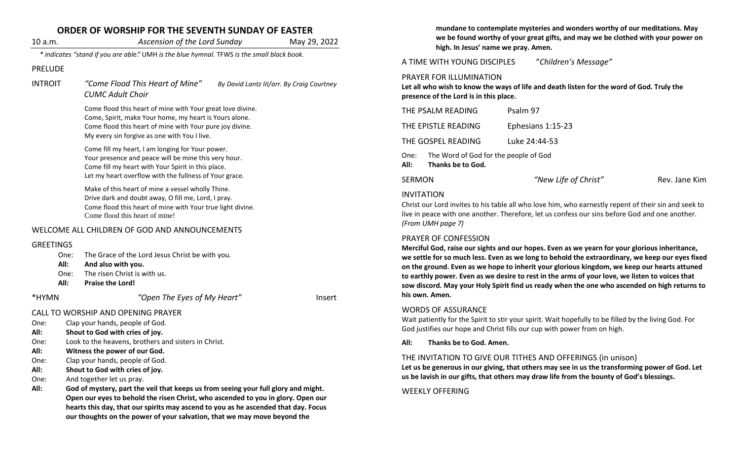# ORDER OF WORSHIP FOR THE SEVENTH SUNDAY OF EASTER

10 a.m. *Ascension of the Lord Sunday* May 29, 2022

*\* indicates "stand if you are able." UMH is the blue hymnal. TFWS is the small black book.*

## PRELUDE

## INTROIT *"Come Flood This Heart of Mine"* *By David Lantz III/arr. By Craig Courtney*

*CUMC Adult Choir*

Come flood this heart of mine with Your great love divine.
Come, Spirit, make Your home, my heart is Yours alone.
Come flood this heart of mine with Your pure joy divine.
My every sin forgive as one with You I live.

Come fill my heart, I am longing for Your power.
Your presence and peace will be mine this very hour.
Come fill my heart with Your Spirit in this place.
Let my heart overflow with the fullness of Your grace.

Make of this heart of mine a vessel wholly Thine.
Drive dark and doubt away, O fill me, Lord, I pray.
Come flood this heart of mine with Your true light divine.
Come flood this heart of mine!

## WELCOME ALL CHILDREN OF GOD AND ANNOUNCEMENTS

## GREETINGS

One: The Grace of the Lord Jesus Christ be with you.
**All: And also with you.**
One: The risen Christ is with us.
**All: Praise the Lord!**

## *HYMN *"Open The Eyes of My Heart"* Insert

## CALL TO WORSHIP AND OPENING PRAYER

One: Clap your hands, people of God.
**All: Shout to God with cries of joy.**
One: Look to the heavens, brothers and sisters in Christ.
**All: Witness the power of our God.**
One: Clap your hands, people of God.
**All: Shout to God with cries of joy.**
One: And together let us pray.
**All: God of mystery, part the veil that keeps us from seeing your full glory and might. Open our eyes to behold the risen Christ, who ascended to you in glory. Open our hearts this day, that our spirits may ascend to you as he ascended that day. Focus our thoughts on the power of your salvation, that we may move beyond the mundane to contemplate mysteries and wonders worthy of our meditations. May we be found worthy of your great gifts, and may we be clothed with your power on high. In Jesus' name we pray. Amen.**

## A TIME WITH YOUNG DISCIPLES "*Children's Message"*

## PRAYER FOR ILLUMINATION

**Let all who wish to know the ways of life and death listen for the word of God. Truly the presence of the Lord is in this place.**

THE PSALM READING Psalm 97

THE EPISTLE READING Ephesians 1:15-23

THE GOSPEL READING Luke 24:44-53

One: The Word of God for the people of God
**All: Thanks be to God.**

## SERMON *"New Life of Christ"* Rev. Jane Kim

## INVITATION

Christ our Lord invites to his table all who love him, who earnestly repent of their sin and seek to live in peace with one another. Therefore, let us confess our sins before God and one another. *(From UMH page 7)*

## PRAYER OF CONFESSION

**Merciful God, raise our sights and our hopes. Even as we yearn for your glorious inheritance, we settle for so much less. Even as we long to behold the extraordinary, we keep our eyes fixed on the ground. Even as we hope to inherit your glorious kingdom, we keep our hearts attuned to earthly power. Even as we desire to rest in the arms of your love, we listen to voices that sow discord. May your Holy Spirit find us ready when the one who ascended on high returns to his own. Amen.**

## WORDS OF ASSURANCE

Wait patiently for the Spirit to stir your spirit. Wait hopefully to be filled by the living God. For God justifies our hope and Christ fills our cup with power from on high.

**All: Thanks be to God. Amen.**

## THE INVITATION TO GIVE OUR TITHES AND OFFERINGS (in unison)

**Let us be generous in our giving, that others may see in us the transforming power of God. Let us be lavish in our gifts, that others may draw life from the bounty of God's blessings.**

## WEEKLY OFFERING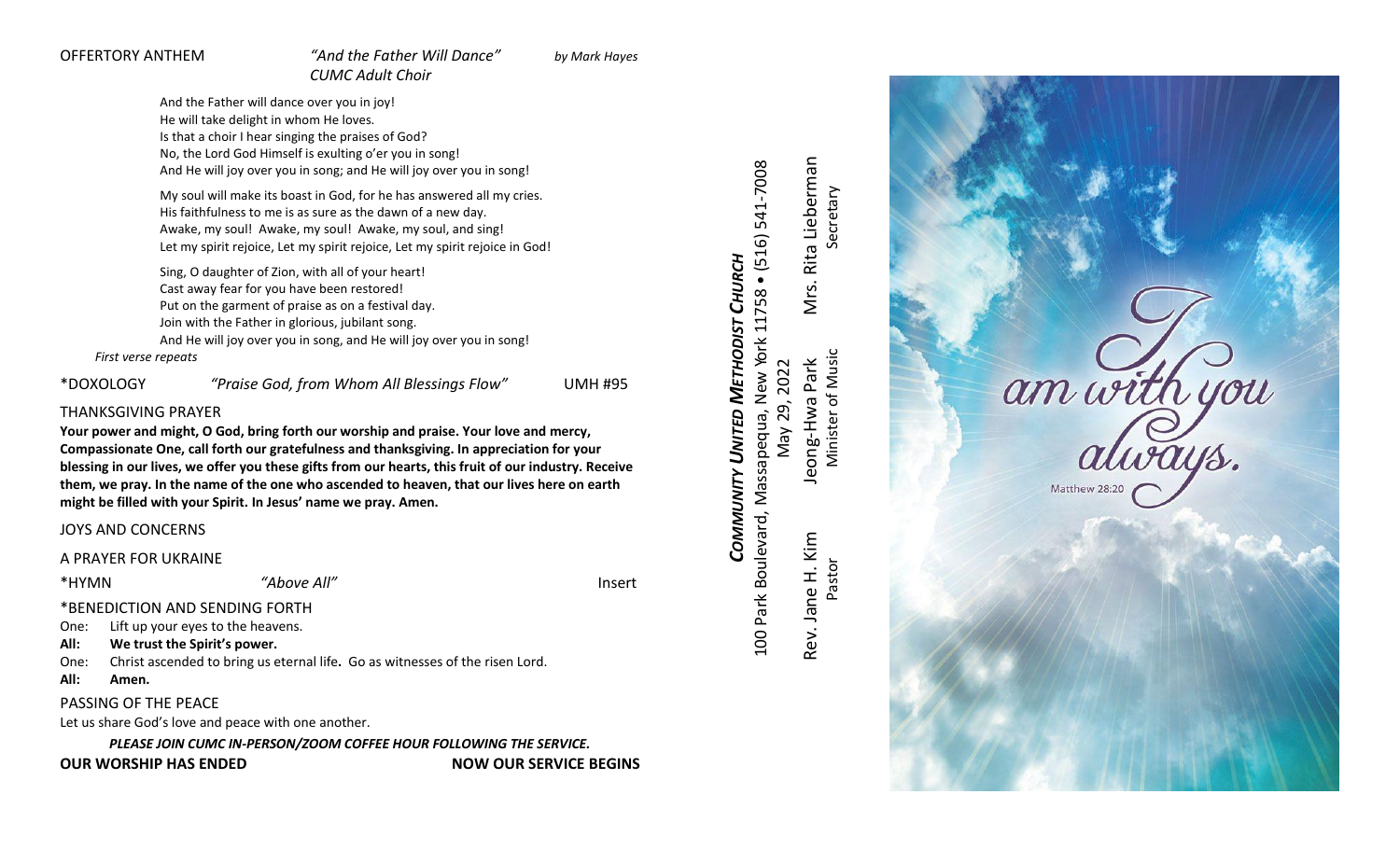OFFERTORY ANTHEM *"And the Father Will Dance"* by Mark Hayes
*CUMC Adult Choir*

And the Father will dance over you in joy!
He will take delight in whom He loves.
Is that a choir I hear singing the praises of God?
No, the Lord God Himself is exulting o'er you in song!
And He will joy over you in song; and He will joy over you in song!

My soul will make its boast in God, for he has answered all my cries.
His faithfulness to me is as sure as the dawn of a new day.
Awake, my soul! Awake, my soul! Awake, my soul, and sing!
Let my spirit rejoice, Let my spirit rejoice, Let my spirit rejoice in God!

Sing, O daughter of Zion, with all of your heart!
Cast away fear for you have been restored!
Put on the garment of praise as on a festival day.
Join with the Father in glorious, jubilant song.
And He will joy over you in song, and He will joy over you in song!

*First verse repeats*

*DOXOLOGY *"Praise God, from Whom All Blessings Flow"* UMH #95

THANKSGIVING PRAYER

**Your power and might, O God, bring forth our worship and praise. Your love and mercy, Compassionate One, call forth our gratefulness and thanksgiving. In appreciation for your blessing in our lives, we offer you these gifts from our hearts, this fruit of our industry. Receive them, we pray. In the name of the one who ascended to heaven, that our lives here on earth might be filled with your Spirit. In Jesus' name we pray. Amen.**

JOYS AND CONCERNS

A PRAYER FOR UKRAINE

*HYMN *"Above All"* Insert

*BENEDICTION AND SENDING FORTH

One: Lift up your eyes to the heavens.
**All: We trust the Spirit's power.**
One: Christ ascended to bring us eternal life**.** Go as witnesses of the risen Lord.
**All: Amen.**

PASSING OF THE PEACE

Let us share God's love and peace with one another.

***PLEASE JOIN CUMC IN-PERSON/ZOOM COFFEE HOUR FOLLOWING THE SERVICE.***

**OUR WORSHIP HAS ENDED NOW OUR SERVICE BEGINS**

***COMMUNITY UNITED METHODIST CHURCH***
100 Park Boulevard, Massapequa, New York 11758 • (516) 541-7008
May 29, 2022

Rev. Jane H. Kim
Pastor

Jeong-Hwa Park
Minister of Music

Mrs. Rita Lieberman
Secretary

I am with you always.
Matthew 28:20